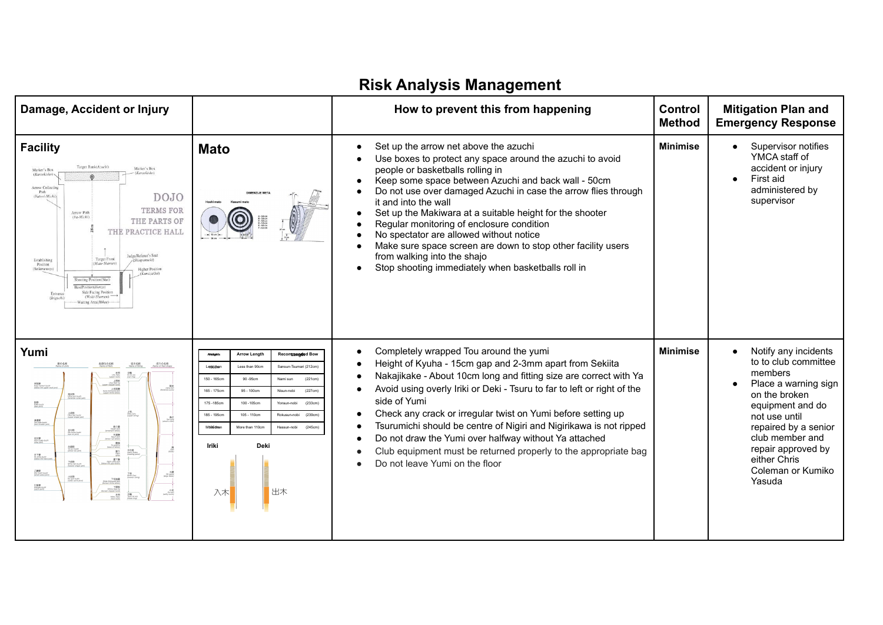# Risk Analysis Management

| Damage, Accident or Injury | | How to prevent this from happening | Control Method | Mitigation Plan and Emergency Response |
|---|---|---|---|---|
| **Facility** | **Mato** | • Set up the arrow net above the azuchi<br>• Use boxes to protect any space around the azuchi to avoid people or basketballs rolling in<br>• Keep some space between Azuchi and back wall - 50cm<br>• Do not use over damaged Azuchi in case the arrow flies through it and into the wall<br>• Set up the Makiwara at a suitable height for the shooter<br>• Regular monitoring of enclosure condition<br>• No spectator are allowed without notice<br>• Make sure space screen are down to stop other facility users from walking into the shajo<br>• Stop shooting immediately when basketballs roll in | **Minimise** | • Supervisor notifies YMCA staff of accident or injury<br>• First aid administered by supervisor |
| **Yumi** | | • Completely wrapped Tou around the yumi<br>• Height of Kyuha - 15cm gap and 2-3mm apart from Sekiita<br>• Nakajikake - About 10cm long and fitting size are correct with Ya<br>• Avoid using overly Iriki or Deki - Tsuru to far to left or right of the side of Yumi<br>• Check any crack or irregular twist on Yumi before setting up<br>• Tsurumichi should be centre of Nigiri and Nigirikawa is not ripped<br>• Do not draw the Yumi over halfway without Ya attached<br>• Club equipment must be returned properly to the appropriate bag<br>• Do not leave Yumi on the floor | **Minimise** | • Notify any incidents to to club committee members<br>• Place a warning sign on the broken equipment and do not use until repaired by a senior club member and repair approved by either Chris Coleman or Kumiko Yasuda |

| Heights | Arrow Length | Recommended Bow Length |
|---|---|---|
| Less than | Less than 90cm | Sansun-Tsumari (212cm) |
| 150 - 165cm | 90 -95cm | Namisun (221cm) |
| 165 - 175cm | 95 - 100cm | Nisun-nobi (227cm) |
| 175 -185cm | 100 -105cm | Yonsun-nobi (233cm) |
| 185 - 195cm | 105 - 110cm | Rokusun-nobi (239cm) |
| More than | More than 110cm | Hassun-nobi (245cm) |

Iriki 入木 &nbsp;&nbsp; Deki 出木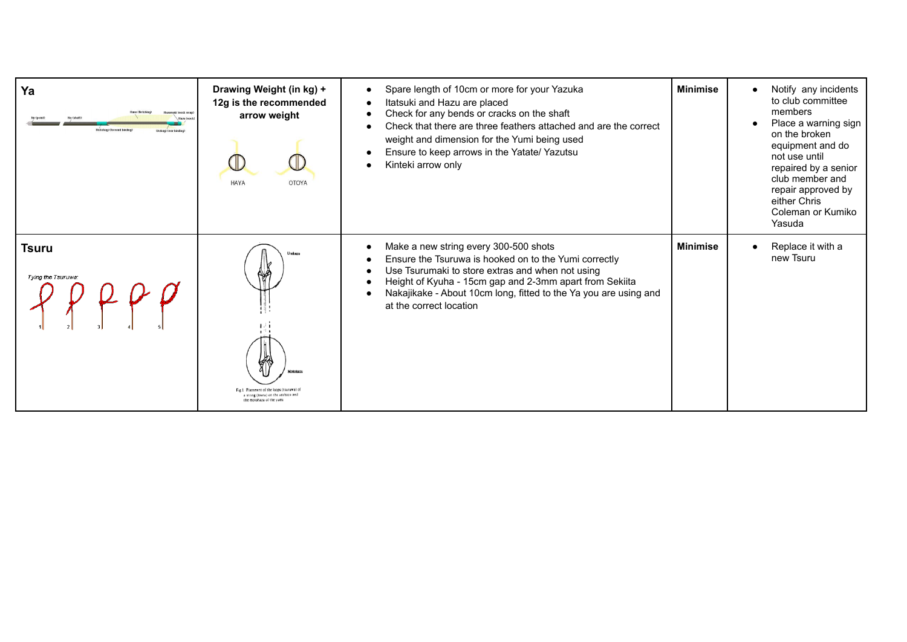| Ya | Drawing Weight (in kg) + 12g is the recommended arrow weight | • Spare length of 10cm or more for your Yazuka<br>• Itatsuki and Hazu are placed<br>• Check for any bends or cracks on the shaft<br>• Check that there are three feathers attached and are the correct weight and dimension for the Yumi being used<br>• Ensure to keep arrows in the Yatate/ Yazutsu<br>• Kinteki arrow only | **Minimise** | • Notify any incidents to club committee members<br>• Place a warning sign on the broken equipment and do not use until repaired by a senior club member and repair approved by either Chris Coleman or Kumiko Yasuda |
|---|---|---|---|---|
| **Tsuru**<br>*Tying the Tsuruwa* | Fig 1 Placement of the loops (tsuruwa) of a string (tsuru) on the urahazu and the motohazu of the yumi | • Make a new string every 300-500 shots<br>• Ensure the Tsuruwa is hooked on to the Yumi correctly<br>• Use Tsurumaki to store extras and when not using<br>• Height of Kyuha - 15cm gap and 2-3mm apart from Sekiita<br>• Nakajikake - About 10cm long, fitted to the Ya you are using and at the correct location | **Minimise** | • Replace it with a new Tsuru |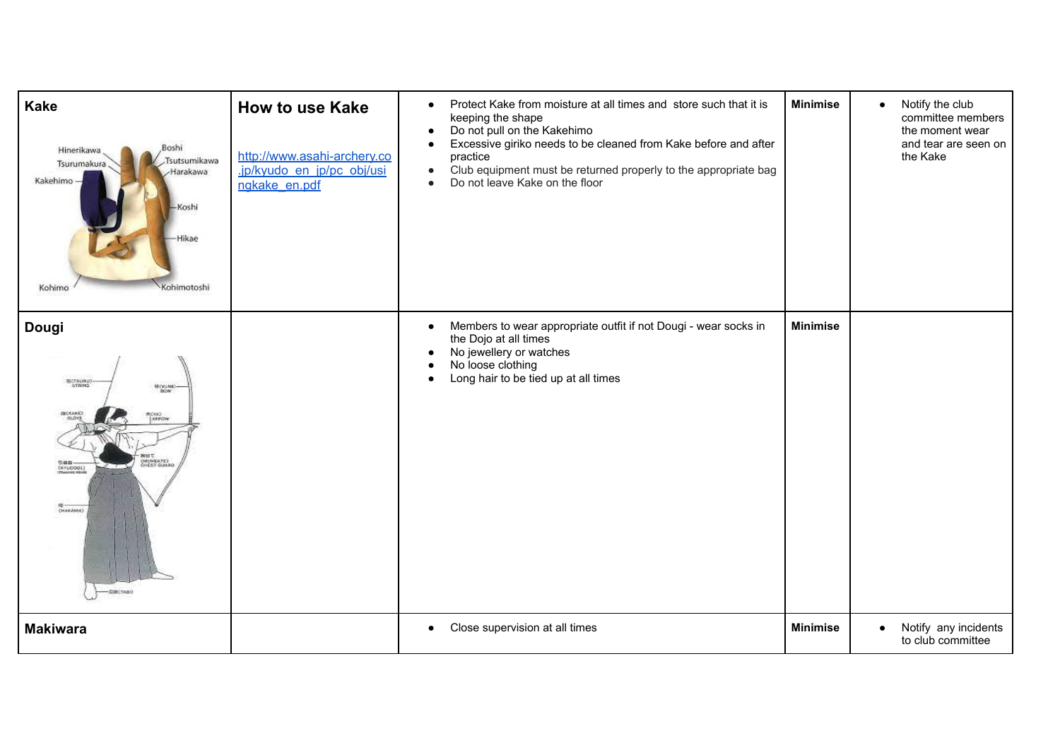| | | | | |
|---|---|---|---|---|
| **Kake** Hinerikawa, Tsurumakura, Kakehimo, Boshi, Tsutsumikawa, Harakawa, Koshi, Hikae, Kohimo, Kohimotoshi | **How to use Kake** [http://www.asahi-archery.co.jp/kyudo_en_jp/pc_obj/usingkake_en.pdf](http://www.asahi-archery.co.jp/kyudo_en_jp/pc_obj/usingkake_en.pdf) | • Protect Kake from moisture at all times and store such that it is keeping the shape<br>• Do not pull on the Kakehimo<br>• Excessive giriko needs to be cleaned from Kake before and after practice<br>• Club equipment must be returned properly to the appropriate bag<br>• Do not leave Kake on the floor | **Minimise** | • Notify the club committee members the moment wear and tear are seen on the Kake |
| **Dougi** | | • Members to wear appropriate outfit if not Dougi - wear socks in the Dojo at all times<br>• No jewellery or watches<br>• No loose clothing<br>• Long hair to be tied up at all times | **Minimise** | |
| **Makiwara** | | • Close supervision at all times | **Minimise** | • Notify any incidents to club committee |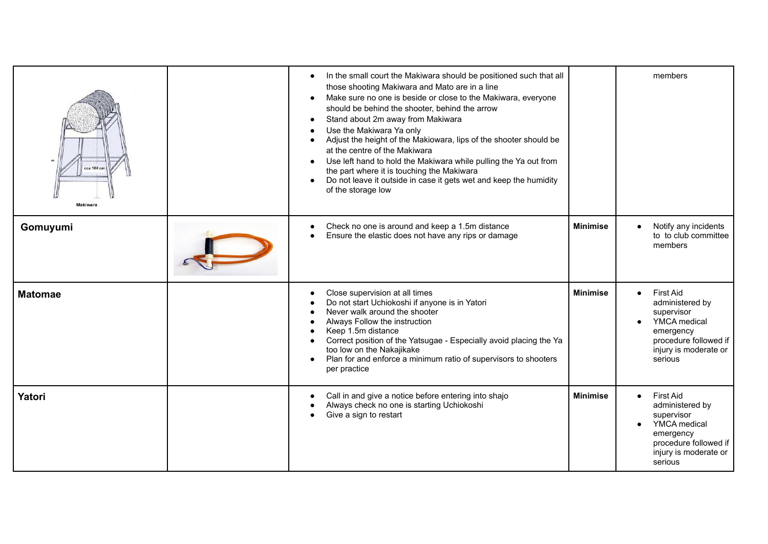| | | | | |
|---|---|---|---|---|
| Makiwara | | • In the small court the Makiwara should be positioned such that all those shooting Makiwara and Mato are in a line<br>• Make sure no one is beside or close to the Makiwara, everyone should be behind the shooter, behind the arrow<br>• Stand about 2m away from Makiwara<br>• Use the Makiwara Ya only<br>• Adjust the height of the Makiowara, lips of the shooter should be at the centre of the Makiwara<br>• Use left hand to hold the Makiwara while pulling the Ya out from the part where it is touching the Makiwara<br>• Do not leave it outside in case it gets wet and keep the humidity of the storage low | | members |
| **Gomuyumi** | | • Check no one is around and keep a 1.5m distance<br>• Ensure the elastic does not have any rips or damage | **Minimise** | • Notify any incidents to to club committee members |
| **Matomae** | | • Close supervision at all times<br>• Do not start Uchiokoshi if anyone is in Yatori<br>• Never walk around the shooter<br>• Always Follow the instruction<br>• Keep 1.5m distance<br>• Correct position of the Yatsugae - Especially avoid placing the Ya too low on the Nakajikake<br>• Plan for and enforce a minimum ratio of supervisors to shooters per practice | **Minimise** | • First Aid administered by supervisor<br>• YMCA medical emergency procedure followed if injury is moderate or serious |
| **Yatori** | | • Call in and give a notice before entering into shajo<br>• Always check no one is starting Uchiokoshi<br>• Give a sign to restart | **Minimise** | • First Aid administered by supervisor<br>• YMCA medical emergency procedure followed if injury is moderate or serious |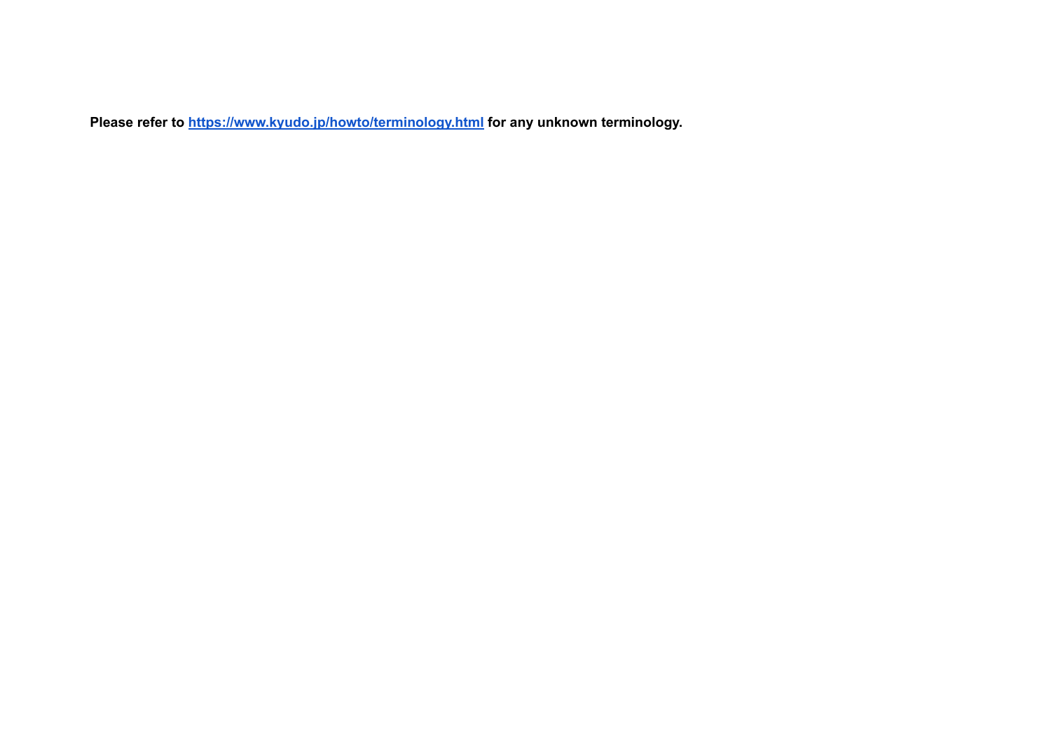**Please refer to [https://www.kyudo.jp/howto/terminology.html](https://www.kyudo.jp/howto/terminology.html) for any unknown terminology.**